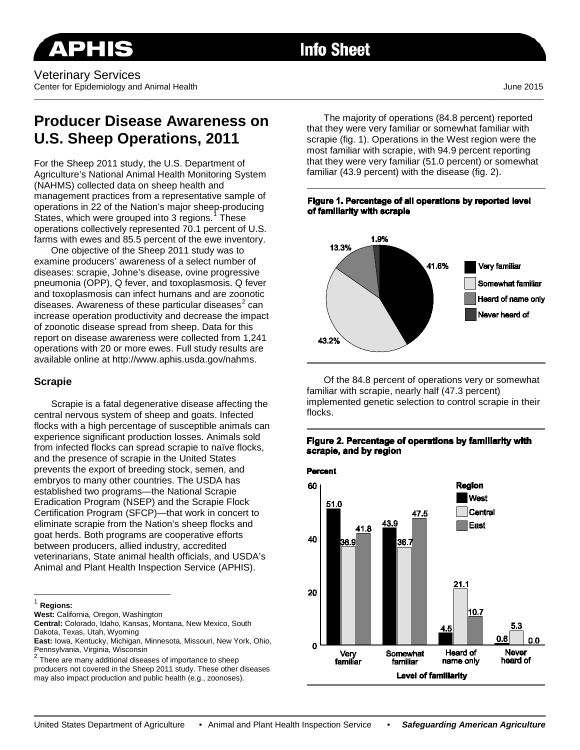Veterinary Services
Center for Epidemiology and Animal Health

June 2015

# Producer Disease Awareness on U.S. Sheep Operations, 2011

For the Sheep 2011 study, the U.S. Department of Agriculture's National Animal Health Monitoring System (NAHMS) collected data on sheep health and management practices from a representative sample of operations in 22 of the Nation's major sheep-producing States, which were grouped into 3 regions.[1] These operations collectively represented 70.1 percent of U.S. farms with ewes and 85.5 percent of the ewe inventory.

One objective of the Sheep 2011 study was to examine producers' awareness of a select number of diseases: scrapie, Johne's disease, ovine progressive pneumonia (OPP), Q fever, and toxoplasmosis. Q fever and toxoplasmosis can infect humans and are zoonotic diseases. Awareness of these particular diseases[2] can increase operation productivity and decrease the impact of zoonotic disease spread from sheep. Data for this report on disease awareness were collected from 1,241 operations with 20 or more ewes. Full study results are available online at http://www.aphis.usda.gov/nahms.

## Scrapie

Scrapie is a fatal degenerative disease affecting the central nervous system of sheep and goats. Infected flocks with a high percentage of susceptible animals can experience significant production losses. Animals sold from infected flocks can spread scrapie to naïve flocks, and the presence of scrapie in the United States prevents the export of breeding stock, semen, and embryos to many other countries. The USDA has established two programs—the National Scrapie Eradication Program (NSEP) and the Scrapie Flock Certification Program (SFCP)—that work in concert to eliminate scrapie from the Nation's sheep flocks and goat herds. Both programs are cooperative efforts between producers, allied industry, accredited veterinarians, State animal health officials, and USDA's Animal and Plant Health Inspection Service (APHIS).

The majority of operations (84.8 percent) reported that they were very familiar or somewhat familiar with scrapie (fig. 1). Operations in the West region were the most familiar with scrapie, with 94.9 percent reporting that they were very familiar (51.0 percent) or somewhat familiar (43.9 percent) with the disease (fig. 2).

**Figure 1. Percentage of all operations by reported level of familiarity with scrapie**

| Level of familiarity | Percent |
|---|---|
| Very familiar | 41.6% |
| Somewhat familiar | 43.2% |
| Heard of name only | 13.3% |
| Never heard of | 1.9% |

Of the 84.8 percent of operations very or somewhat familiar with scrapie, nearly half (47.3 percent) implemented genetic selection to control scrapie in their flocks.

**Figure 2. Percentage of operations by familiarity with scrapie, and by region**

| Level of familiarity | West | Central | East |
|---|---|---|---|
| Very familiar | 51.0 | 36.9 | 41.8 |
| Somewhat familiar | 43.9 | 36.7 | 47.5 |
| Heard of name only | 4.5 | 21.1 | 10.7 |
| Never heard of | 0.6 | 5.3 | 0.0 |

[1] **Regions:**
**West:** California, Oregon, Washington
**Central:** Colorado, Idaho, Kansas, Montana, New Mexico, South Dakota, Texas, Utah, Wyoming
**East:** Iowa, Kentucky, Michigan, Minnesota, Missouri, New York, Ohio, Pennsylvania, Virginia, Wisconsin

[2] There are many additional diseases of importance to sheep producers not covered in the Sheep 2011 study. These other diseases may also impact production and public health (e.g., zoonoses).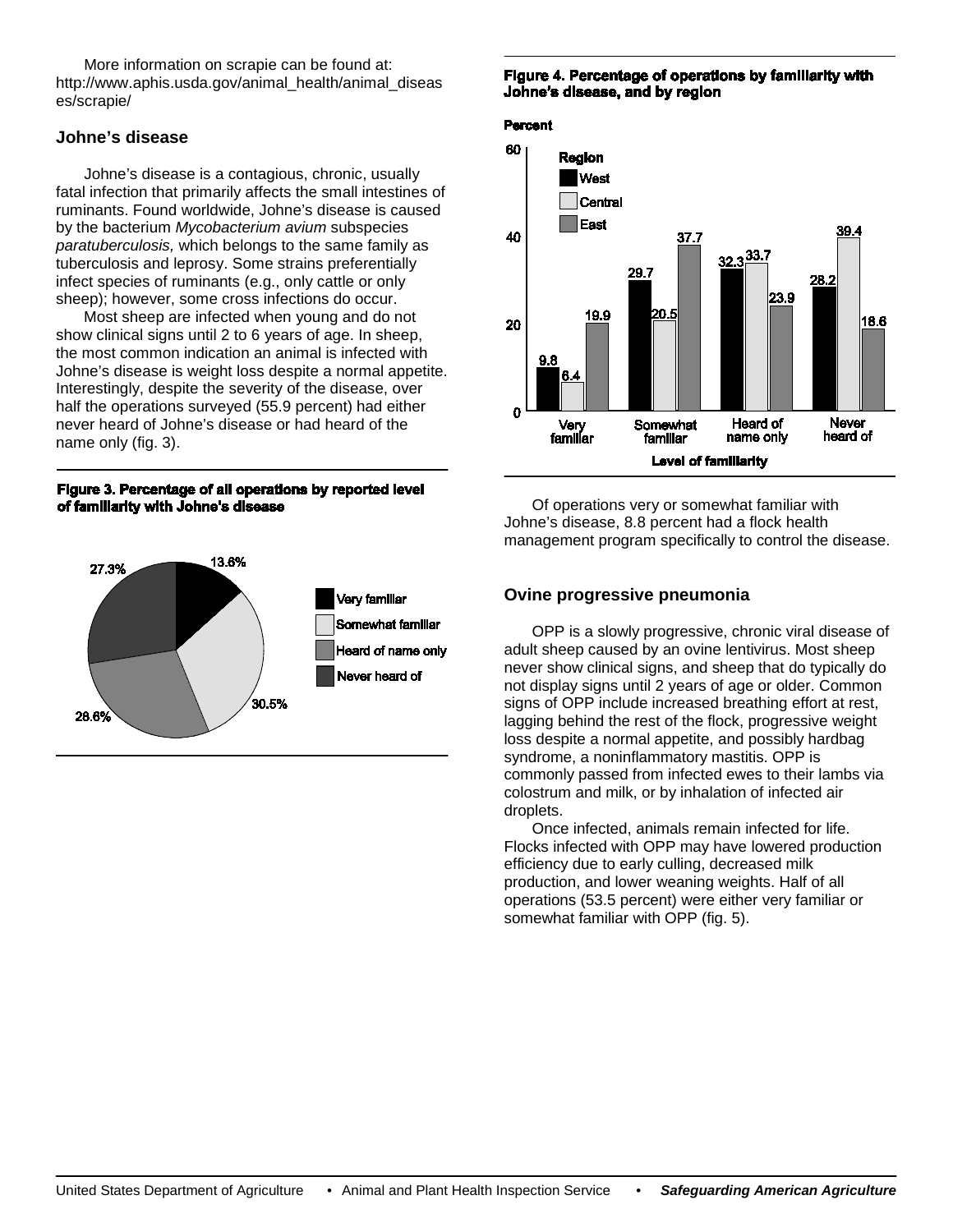More information on scrapie can be found at: http://www.aphis.usda.gov/animal_health/animal_diseases/scrapie/

## Johne's disease

Johne's disease is a contagious, chronic, usually fatal infection that primarily affects the small intestines of ruminants. Found worldwide, Johne's disease is caused by the bacterium *Mycobacterium avium* subspecies *paratuberculosis,* which belongs to the same family as tuberculosis and leprosy. Some strains preferentially infect species of ruminants (e.g., only cattle or only sheep); however, some cross infections do occur.

Most sheep are infected when young and do not show clinical signs until 2 to 6 years of age. In sheep, the most common indication an animal is infected with Johne's disease is weight loss despite a normal appetite. Interestingly, despite the severity of the disease, over half the operations surveyed (55.9 percent) had either never heard of Johne's disease or had heard of the name only (fig. 3).

**Figure 3. Percentage of all operations by reported level of familiarity with Johne's disease**

| Level of familiarity | Percent |
|---|---|
| Very familiar | 13.6% |
| Somewhat familiar | 30.5% |
| Heard of name only | 28.6% |
| Never heard of | 27.3% |

**Figure 4. Percentage of operations by familiarity with Johne's disease, and by region**

| Level of familiarity | West | Central | East |
|---|---|---|---|
| Very familiar | 9.8 | 6.4 | 19.9 |
| Somewhat familiar | 29.7 | 20.5 | 37.7 |
| Heard of name only | 32.3 | 33.7 | 23.9 |
| Never heard of | 28.2 | 39.4 | 18.6 |

Of operations very or somewhat familiar with Johne's disease, 8.8 percent had a flock health management program specifically to control the disease.

## Ovine progressive pneumonia

OPP is a slowly progressive, chronic viral disease of adult sheep caused by an ovine lentivirus. Most sheep never show clinical signs, and sheep that do typically do not display signs until 2 years of age or older. Common signs of OPP include increased breathing effort at rest, lagging behind the rest of the flock, progressive weight loss despite a normal appetite, and possibly hardbag syndrome, a noninflammatory mastitis. OPP is commonly passed from infected ewes to their lambs via colostrum and milk, or by inhalation of infected air droplets.

Once infected, animals remain infected for life. Flocks infected with OPP may have lowered production efficiency due to early culling, decreased milk production, and lower weaning weights. Half of all operations (53.5 percent) were either very familiar or somewhat familiar with OPP (fig. 5).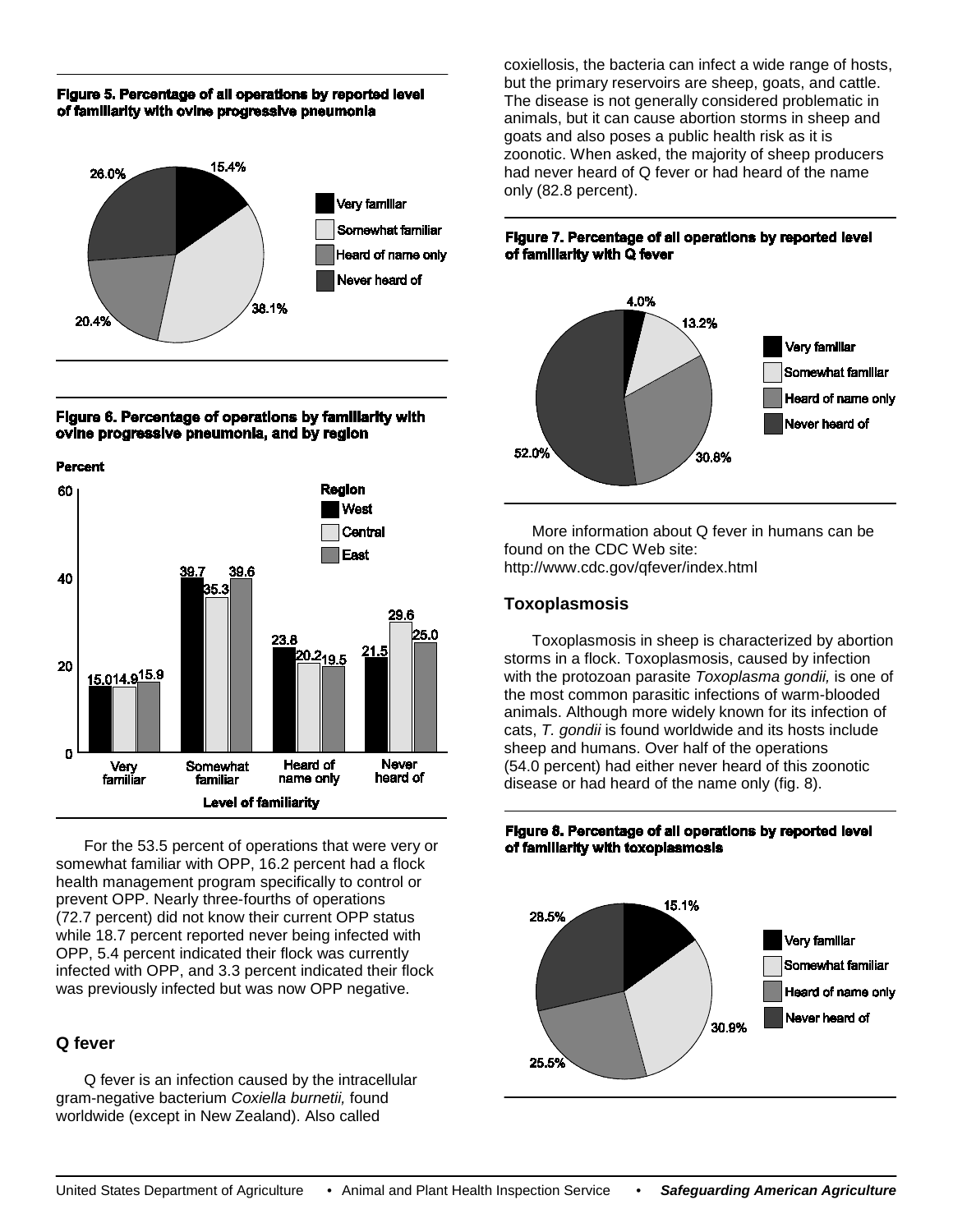**Figure 5. Percentage of all operations by reported level of familiarity with ovine progressive pneumonia**

| Level of familiarity | Percent |
| --- | --- |
| Very familiar | 15.4% |
| Somewhat familiar | 38.1% |
| Heard of name only | 20.4% |
| Never heard of | 26.0% |

**Figure 6. Percentage of operations by familiarity with ovine progressive pneumonia, and by region**

| Level of familiarity | West | Central | East |
| --- | --- | --- | --- |
| Very familiar | 15.0 | 14.9 | 15.9 |
| Somewhat familiar | 39.7 | 35.3 | 39.6 |
| Heard of name only | 23.8 | 20.2 | 19.5 |
| Never heard of | 21.5 | 29.6 | 25.0 |

For the 53.5 percent of operations that were very or somewhat familiar with OPP, 16.2 percent had a flock health management program specifically to control or prevent OPP. Nearly three-fourths of operations (72.7 percent) did not know their current OPP status while 18.7 percent reported never being infected with OPP, 5.4 percent indicated their flock was currently infected with OPP, and 3.3 percent indicated their flock was previously infected but was now OPP negative.

## Q fever

Q fever is an infection caused by the intracellular gram-negative bacterium *Coxiella burnetii,* found worldwide (except in New Zealand). Also called coxiellosis, the bacteria can infect a wide range of hosts, but the primary reservoirs are sheep, goats, and cattle. The disease is not generally considered problematic in animals, but it can cause abortion storms in sheep and goats and also poses a public health risk as it is zoonotic. When asked, the majority of sheep producers had never heard of Q fever or had heard of the name only (82.8 percent).

**Figure 7. Percentage of all operations by reported level of familiarity with Q fever**

| Level of familiarity | Percent |
| --- | --- |
| Very familiar | 4.0% |
| Somewhat familiar | 13.2% |
| Heard of name only | 30.8% |
| Never heard of | 52.0% |

More information about Q fever in humans can be found on the CDC Web site: http://www.cdc.gov/qfever/index.html

## Toxoplasmosis

Toxoplasmosis in sheep is characterized by abortion storms in a flock. Toxoplasmosis, caused by infection with the protozoan parasite *Toxoplasma gondii,* is one of the most common parasitic infections of warm-blooded animals. Although more widely known for its infection of cats, *T. gondii* is found worldwide and its hosts include sheep and humans. Over half of the operations (54.0 percent) had either never heard of this zoonotic disease or had heard of the name only (fig. 8).

**Figure 8. Percentage of all operations by reported level of familiarity with toxoplasmosis**

| Level of familiarity | Percent |
| --- | --- |
| Very familiar | 15.1% |
| Somewhat familiar | 30.9% |
| Heard of name only | 25.5% |
| Never heard of | 28.5% |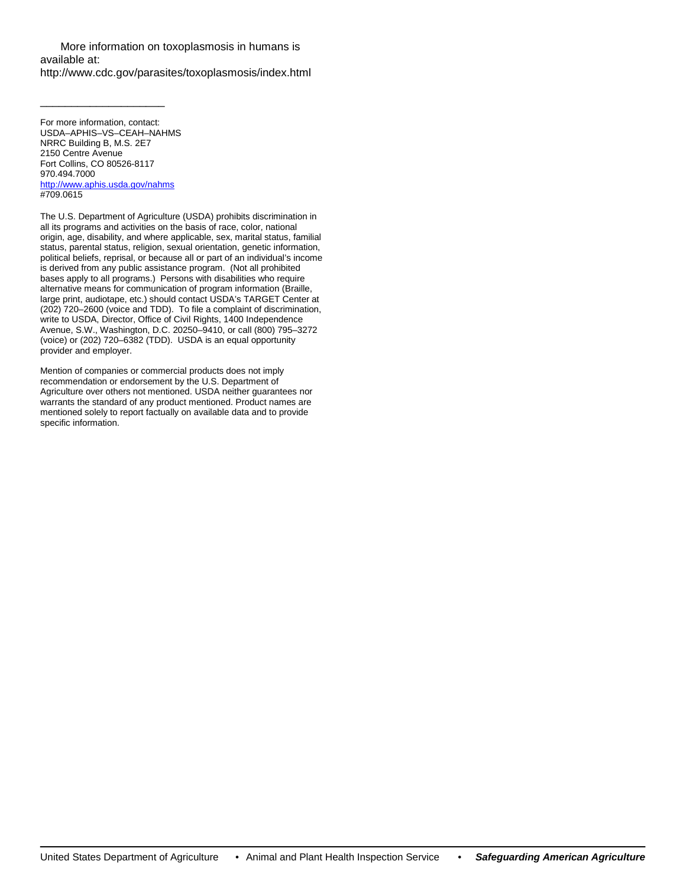More information on toxoplasmosis in humans is available at: http://www.cdc.gov/parasites/toxoplasmosis/index.html

---

For more information, contact:
USDA–APHIS–VS–CEAH–NAHMS
NRRC Building B, M.S. 2E7
2150 Centre Avenue
Fort Collins, CO 80526-8117
970.494.7000
http://www.aphis.usda.gov/nahms
#709.0615

The U.S. Department of Agriculture (USDA) prohibits discrimination in all its programs and activities on the basis of race, color, national origin, age, disability, and where applicable, sex, marital status, familial status, parental status, religion, sexual orientation, genetic information, political beliefs, reprisal, or because all or part of an individual's income is derived from any public assistance program. (Not all prohibited bases apply to all programs.) Persons with disabilities who require alternative means for communication of program information (Braille, large print, audiotape, etc.) should contact USDA's TARGET Center at (202) 720–2600 (voice and TDD). To file a complaint of discrimination, write to USDA, Director, Office of Civil Rights, 1400 Independence Avenue, S.W., Washington, D.C. 20250–9410, or call (800) 795–3272 (voice) or (202) 720–6382 (TDD). USDA is an equal opportunity provider and employer.

Mention of companies or commercial products does not imply recommendation or endorsement by the U.S. Department of Agriculture over others not mentioned. USDA neither guarantees nor warrants the standard of any product mentioned. Product names are mentioned solely to report factually on available data and to provide specific information.